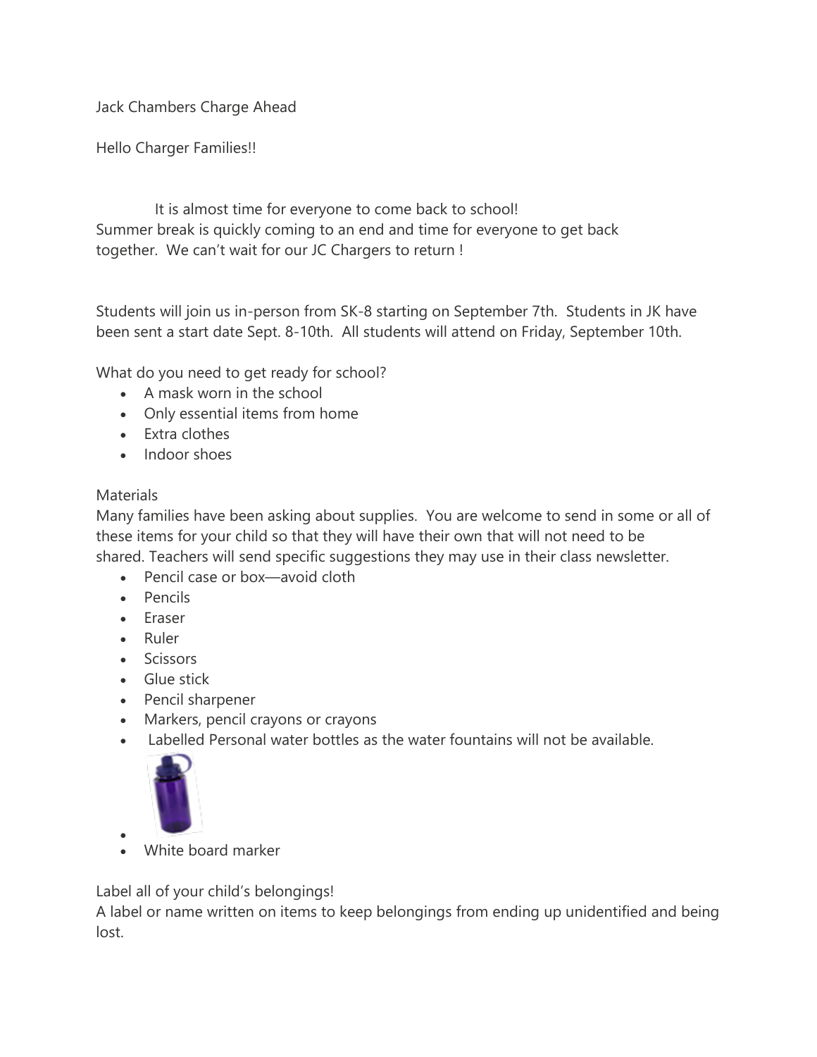Jack Chambers Charge Ahead

Hello Charger Families!!

It is almost time for everyone to come back to school! Summer break is quickly coming to an end and time for everyone to get back together. We can't wait for our JC Chargers to return !

Students will join us in-person from SK-8 starting on September 7th. Students in JK have been sent a start date Sept. 8-10th. All students will attend on Friday, September 10th.

What do you need to get ready for school?

- A mask worn in the school
- Only essential items from home
- Extra clothes
- Indoor shoes

Materials

Many families have been asking about supplies. You are welcome to send in some or all of these items for your child so that they will have their own that will not need to be shared. Teachers will send specific suggestions they may use in their class newsletter.

- Pencil case or box—avoid cloth
- Pencils
- Eraser
- Ruler
- Scissors
- Glue stick
- Pencil sharpener
- Markers, pencil crayons or crayons
- Labelled Personal water bottles as the water fountains will not be available.
- White board marker

Label all of your child's belongings!

A label or name written on items to keep belongings from ending up unidentified and being lost.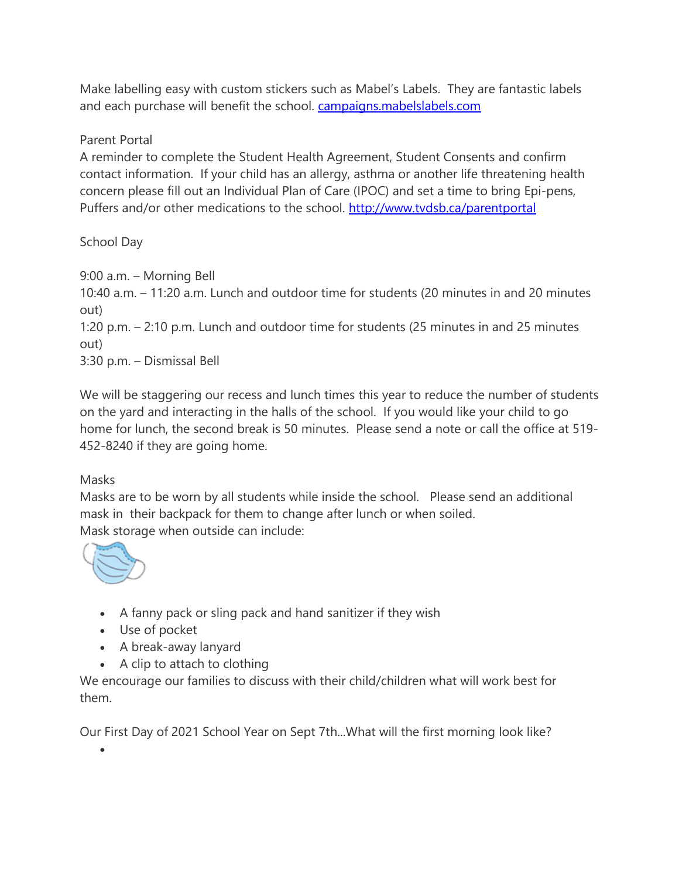Make labelling easy with custom stickers such as Mabel's Labels. They are fantastic labels and each purchase will benefit the school. [campaigns.mabelslabels.com](campaigns.mabelslabels.com)

Parent Portal

A reminder to complete the Student Health Agreement, Student Consents and confirm contact information. If your child has an allergy, asthma or another life threatening health concern please fill out an Individual Plan of Care (IPOC) and set a time to bring Epi-pens, Puffers and/or other medications to the school. [http://www.tvdsb.ca/parentportal](http://www.tvdsb.ca/parentportal)

School Day

9:00 a.m. – Morning Bell
10:40 a.m. – 11:20 a.m. Lunch and outdoor time for students (20 minutes in and 20 minutes out)
1:20 p.m. – 2:10 p.m. Lunch and outdoor time for students (25 minutes in and 25 minutes out)
3:30 p.m. – Dismissal Bell

We will be staggering our recess and lunch times this year to reduce the number of students on the yard and interacting in the halls of the school. If you would like your child to go home for lunch, the second break is 50 minutes. Please send a note or call the office at 519-452-8240 if they are going home.

Masks

Masks are to be worn by all students while inside the school. Please send an additional mask in their backpack for them to change after lunch or when soiled.
Mask storage when outside can include:

- A fanny pack or sling pack and hand sanitizer if they wish
- Use of pocket
- A break-away lanyard
- A clip to attach to clothing

We encourage our families to discuss with their child/children what will work best for them.

Our First Day of 2021 School Year on Sept 7th...What will the first morning look like?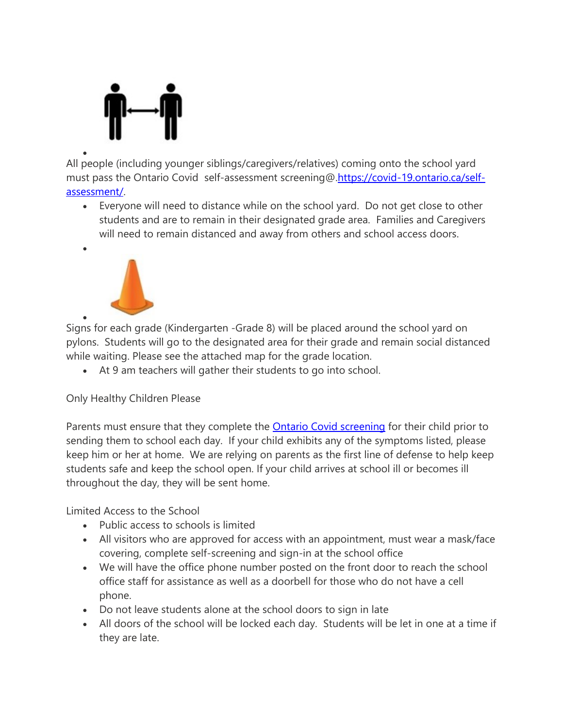All people (including younger siblings/caregivers/relatives) coming onto the school yard must pass the Ontario Covid self-assessment screening@.[https://covid-19.ontario.ca/self-assessment/](https://covid-19.ontario.ca/self-assessment/).

- Everyone will need to distance while on the school yard. Do not get close to other students and are to remain in their designated grade area. Families and Caregivers will need to remain distanced and away from others and school access doors.

Signs for each grade (Kindergarten -Grade 8) will be placed around the school yard on pylons. Students will go to the designated area for their grade and remain social distanced while waiting. Please see the attached map for the grade location.

- At 9 am teachers will gather their students to go into school.

Only Healthy Children Please

Parents must ensure that they complete the Ontario Covid screening for their child prior to sending them to school each day. If your child exhibits any of the symptoms listed, please keep him or her at home. We are relying on parents as the first line of defense to help keep students safe and keep the school open. If your child arrives at school ill or becomes ill throughout the day, they will be sent home.

Limited Access to the School

- Public access to schools is limited
- All visitors who are approved for access with an appointment, must wear a mask/face covering, complete self-screening and sign-in at the school office
- We will have the office phone number posted on the front door to reach the school office staff for assistance as well as a doorbell for those who do not have a cell phone.
- Do not leave students alone at the school doors to sign in late
- All doors of the school will be locked each day. Students will be let in one at a time if they are late.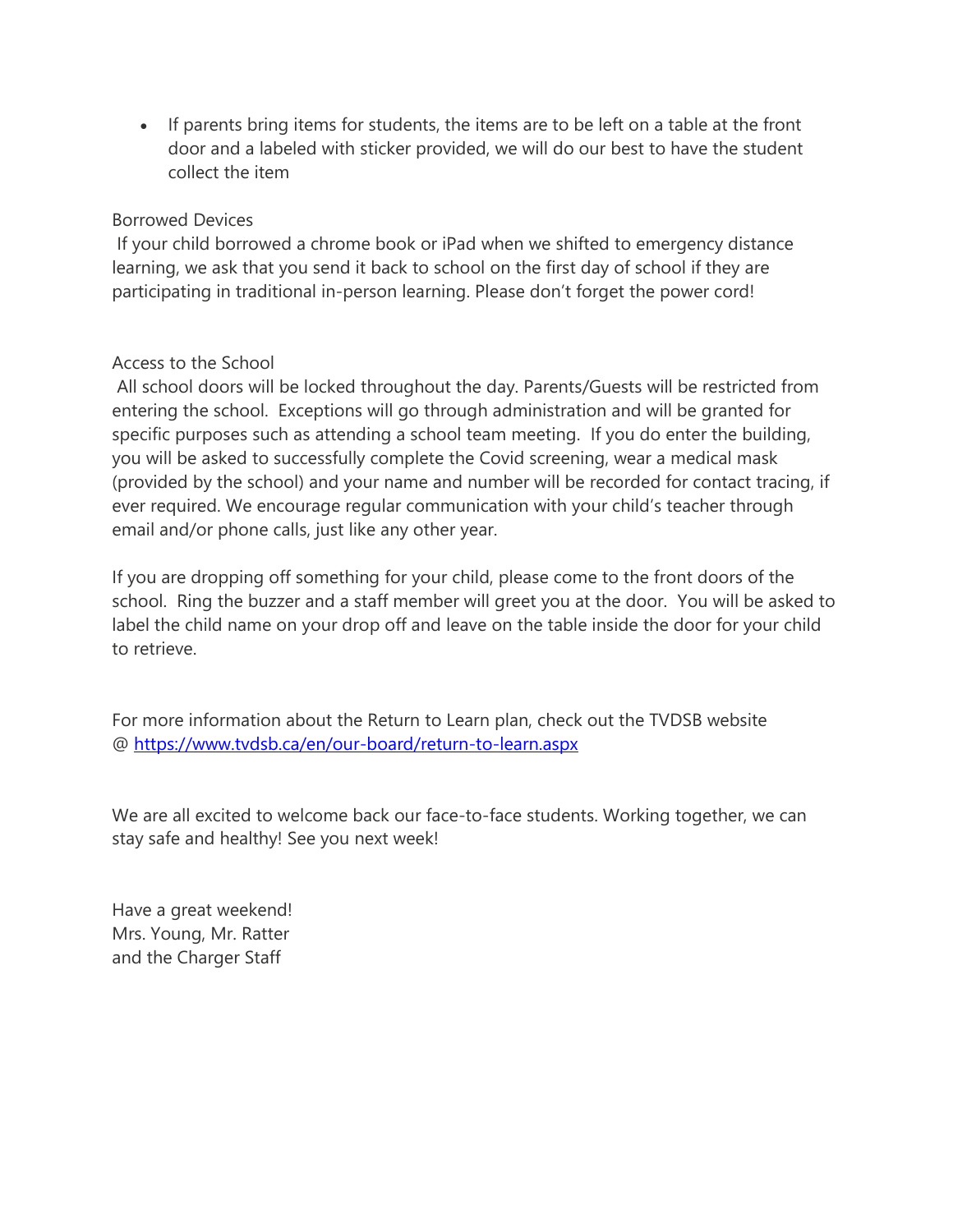- If parents bring items for students, the items are to be left on a table at the front door and a labeled with sticker provided, we will do our best to have the student collect the item

Borrowed Devices

If your child borrowed a chrome book or iPad when we shifted to emergency distance learning, we ask that you send it back to school on the first day of school if they are participating in traditional in-person learning. Please don't forget the power cord!

Access to the School

All school doors will be locked throughout the day. Parents/Guests will be restricted from entering the school. Exceptions will go through administration and will be granted for specific purposes such as attending a school team meeting. If you do enter the building, you will be asked to successfully complete the Covid screening, wear a medical mask (provided by the school) and your name and number will be recorded for contact tracing, if ever required. We encourage regular communication with your child's teacher through email and/or phone calls, just like any other year.

If you are dropping off something for your child, please come to the front doors of the school. Ring the buzzer and a staff member will greet you at the door. You will be asked to label the child name on your drop off and leave on the table inside the door for your child to retrieve.

For more information about the Return to Learn plan, check out the TVDSB website @ https://www.tvdsb.ca/en/our-board/return-to-learn.aspx

We are all excited to welcome back our face-to-face students. Working together, we can stay safe and healthy! See you next week!

Have a great weekend!
Mrs. Young, Mr. Ratter
and the Charger Staff